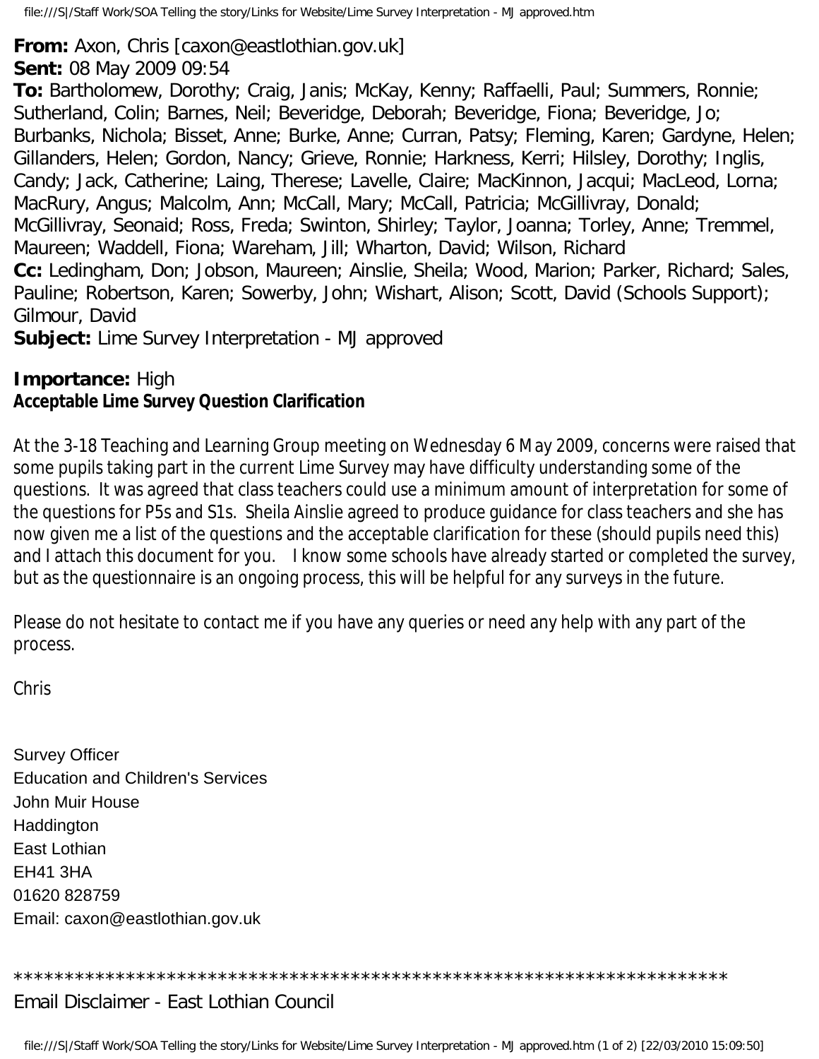**From:** Axon, Chris [caxon@eastlothian.gov.uk]
**Sent:** 08 May 2009 09:54
**To:** Bartholomew, Dorothy; Craig, Janis; McKay, Kenny; Raffaelli, Paul; Summers, Ronnie; Sutherland, Colin; Barnes, Neil; Beveridge, Deborah; Beveridge, Fiona; Beveridge, Jo; Burbanks, Nichola; Bisset, Anne; Burke, Anne; Curran, Patsy; Fleming, Karen; Gardyne, Helen; Gillanders, Helen; Gordon, Nancy; Grieve, Ronnie; Harkness, Kerri; Hilsley, Dorothy; Inglis, Candy; Jack, Catherine; Laing, Therese; Lavelle, Claire; MacKinnon, Jacqui; MacLeod, Lorna; MacRury, Angus; Malcolm, Ann; McCall, Mary; McCall, Patricia; McGillivray, Donald; McGillivray, Seonaid; Ross, Freda; Swinton, Shirley; Taylor, Joanna; Torley, Anne; Tremmel, Maureen; Waddell, Fiona; Wareham, Jill; Wharton, David; Wilson, Richard
**Cc:** Ledingham, Don; Jobson, Maureen; Ainslie, Sheila; Wood, Marion; Parker, Richard; Sales, Pauline; Robertson, Karen; Sowerby, John; Wishart, Alison; Scott, David (Schools Support); Gilmour, David
**Subject:** Lime Survey Interpretation - MJ approved

**Importance:** High

**Acceptable Lime Survey Question Clarification**

At the 3-18 Teaching and Learning Group meeting on Wednesday 6 May 2009, concerns were raised that some pupils taking part in the current Lime Survey may have difficulty understanding some of the questions. It was agreed that class teachers could use a minimum amount of interpretation for some of the questions for P5s and S1s. Sheila Ainslie agreed to produce guidance for class teachers and she has now given me a list of the questions and the acceptable clarification for these (should pupils need this) and I attach this document for you. I know some schools have already started or completed the survey, but as the questionnaire is an ongoing process, this will be helpful for any surveys in the future.

Please do not hesitate to contact me if you have any queries or need any help with any part of the process.

Chris

Survey Officer
Education and Children's Services
John Muir House
Haddington
East Lothian
EH41 3HA
01620 828759
Email: caxon@eastlothian.gov.uk

**********************************************************************

Email Disclaimer - East Lothian Council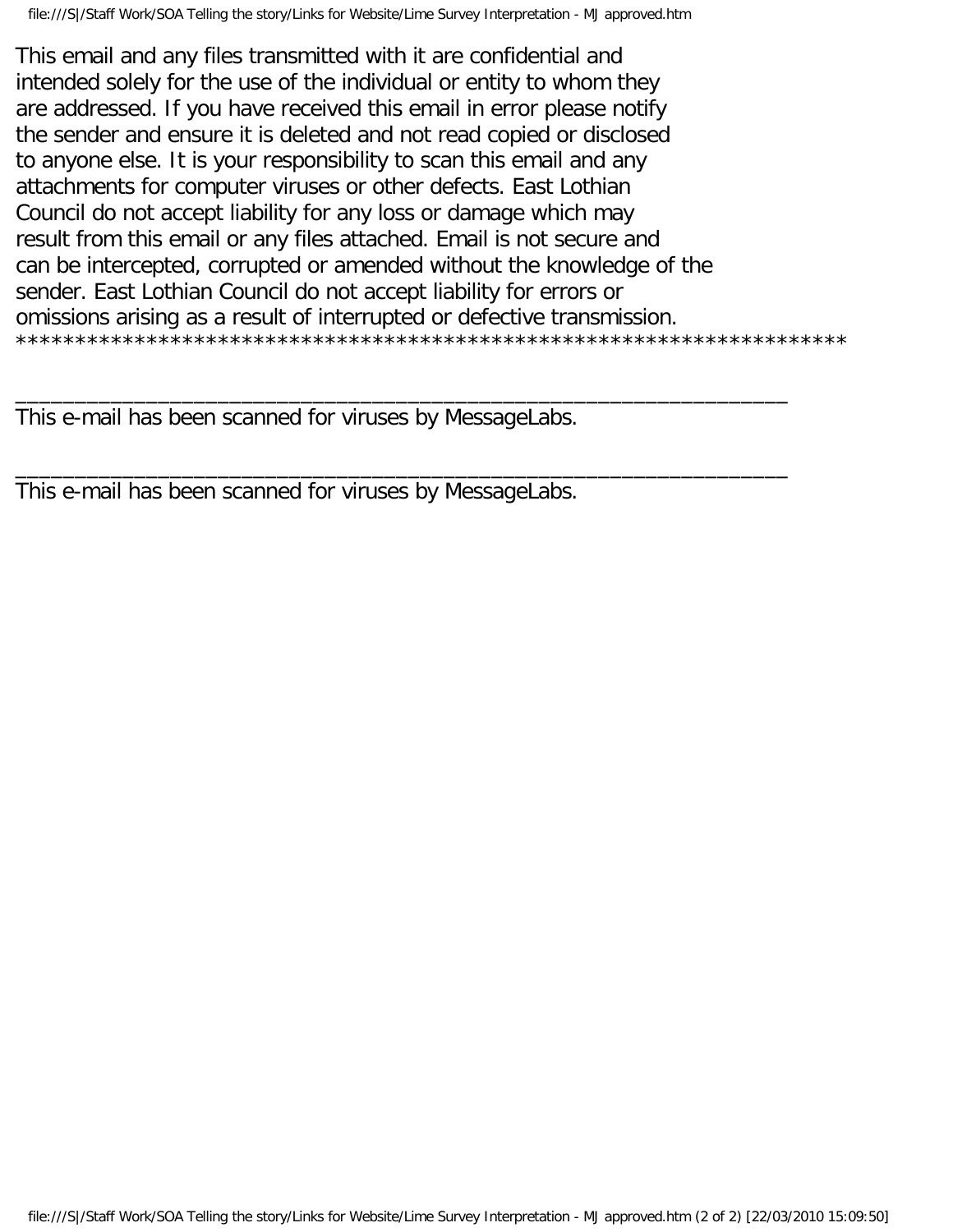This email and any files transmitted with it are confidential and intended solely for the use of the individual or entity to whom they are addressed. If you have received this email in error please notify the sender and ensure it is deleted and not read copied or disclosed to anyone else. It is your responsibility to scan this email and any attachments for computer viruses or other defects. East Lothian Council do not accept liability for any loss or damage which may result from this email or any files attached. Email is not secure and can be intercepted, corrupted or amended without the knowledge of the sender. East Lothian Council do not accept liability for errors or omissions arising as a result of interrupted or defective transmission.
**********************************************************************

______________________________________________________________________
This e-mail has been scanned for viruses by MessageLabs.

______________________________________________________________________
This e-mail has been scanned for viruses by MessageLabs.